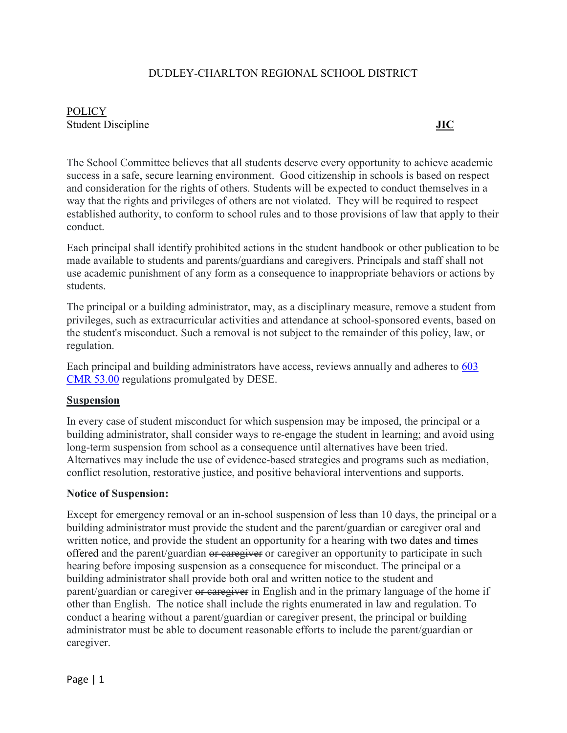DUDLEY-CHARLTON REGIONAL SCHOOL DISTRICT

POLICY
Student Discipline **JIC**

The School Committee believes that all students deserve every opportunity to achieve academic success in a safe, secure learning environment. Good citizenship in schools is based on respect and consideration for the rights of others. Students will be expected to conduct themselves in a way that the rights and privileges of others are not violated. They will be required to respect established authority, to conform to school rules and to those provisions of law that apply to their conduct.

Each principal shall identify prohibited actions in the student handbook or other publication to be made available to students and parents/guardians and caregivers. Principals and staff shall not use academic punishment of any form as a consequence to inappropriate behaviors or actions by students.

The principal or a building administrator, may, as a disciplinary measure, remove a student from privileges, such as extracurricular activities and attendance at school-sponsored events, based on the student's misconduct. Such a removal is not subject to the remainder of this policy, law, or regulation.

Each principal and building administrators have access, reviews annually and adheres to 603 CMR 53.00 regulations promulgated by DESE.

**Suspension**

In every case of student misconduct for which suspension may be imposed, the principal or a building administrator, shall consider ways to re-engage the student in learning; and avoid using long-term suspension from school as a consequence until alternatives have been tried. Alternatives may include the use of evidence-based strategies and programs such as mediation, conflict resolution, restorative justice, and positive behavioral interventions and supports.

**Notice of Suspension:**

Except for emergency removal or an in-school suspension of less than 10 days, the principal or a building administrator must provide the student and the parent/guardian or caregiver oral and written notice, and provide the student an opportunity for a hearing with two dates and times offered and the parent/guardian ~~or caregiver~~ or caregiver an opportunity to participate in such hearing before imposing suspension as a consequence for misconduct. The principal or a building administrator shall provide both oral and written notice to the student and parent/guardian or caregiver ~~or caregiver~~ in English and in the primary language of the home if other than English. The notice shall include the rights enumerated in law and regulation. To conduct a hearing without a parent/guardian or caregiver present, the principal or building administrator must be able to document reasonable efforts to include the parent/guardian or caregiver.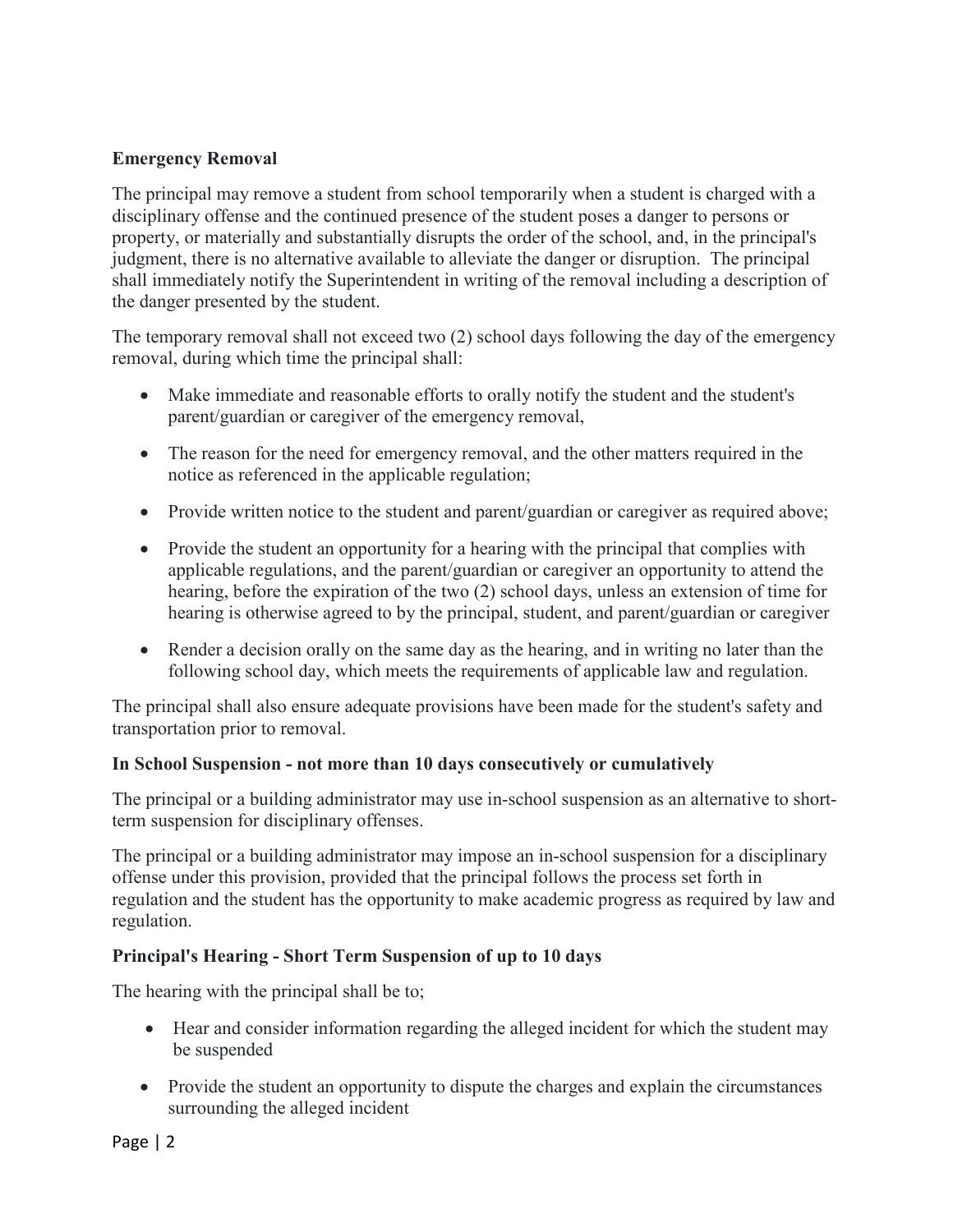**Emergency Removal**

The principal may remove a student from school temporarily when a student is charged with a disciplinary offense and the continued presence of the student poses a danger to persons or property, or materially and substantially disrupts the order of the school, and, in the principal's judgment, there is no alternative available to alleviate the danger or disruption. The principal shall immediately notify the Superintendent in writing of the removal including a description of the danger presented by the student.

The temporary removal shall not exceed two (2) school days following the day of the emergency removal, during which time the principal shall:

- Make immediate and reasonable efforts to orally notify the student and the student's parent/guardian or caregiver of the emergency removal,
- The reason for the need for emergency removal, and the other matters required in the notice as referenced in the applicable regulation;
- Provide written notice to the student and parent/guardian or caregiver as required above;
- Provide the student an opportunity for a hearing with the principal that complies with applicable regulations, and the parent/guardian or caregiver an opportunity to attend the hearing, before the expiration of the two (2) school days, unless an extension of time for hearing is otherwise agreed to by the principal, student, and parent/guardian or caregiver
- Render a decision orally on the same day as the hearing, and in writing no later than the following school day, which meets the requirements of applicable law and regulation.

The principal shall also ensure adequate provisions have been made for the student's safety and transportation prior to removal.

**In School Suspension - not more than 10 days consecutively or cumulatively**

The principal or a building administrator may use in-school suspension as an alternative to short-term suspension for disciplinary offenses.

The principal or a building administrator may impose an in-school suspension for a disciplinary offense under this provision, provided that the principal follows the process set forth in regulation and the student has the opportunity to make academic progress as required by law and regulation.

**Principal's Hearing - Short Term Suspension of up to 10 days**

The hearing with the principal shall be to;

- Hear and consider information regarding the alleged incident for which the student may be suspended
- Provide the student an opportunity to dispute the charges and explain the circumstances surrounding the alleged incident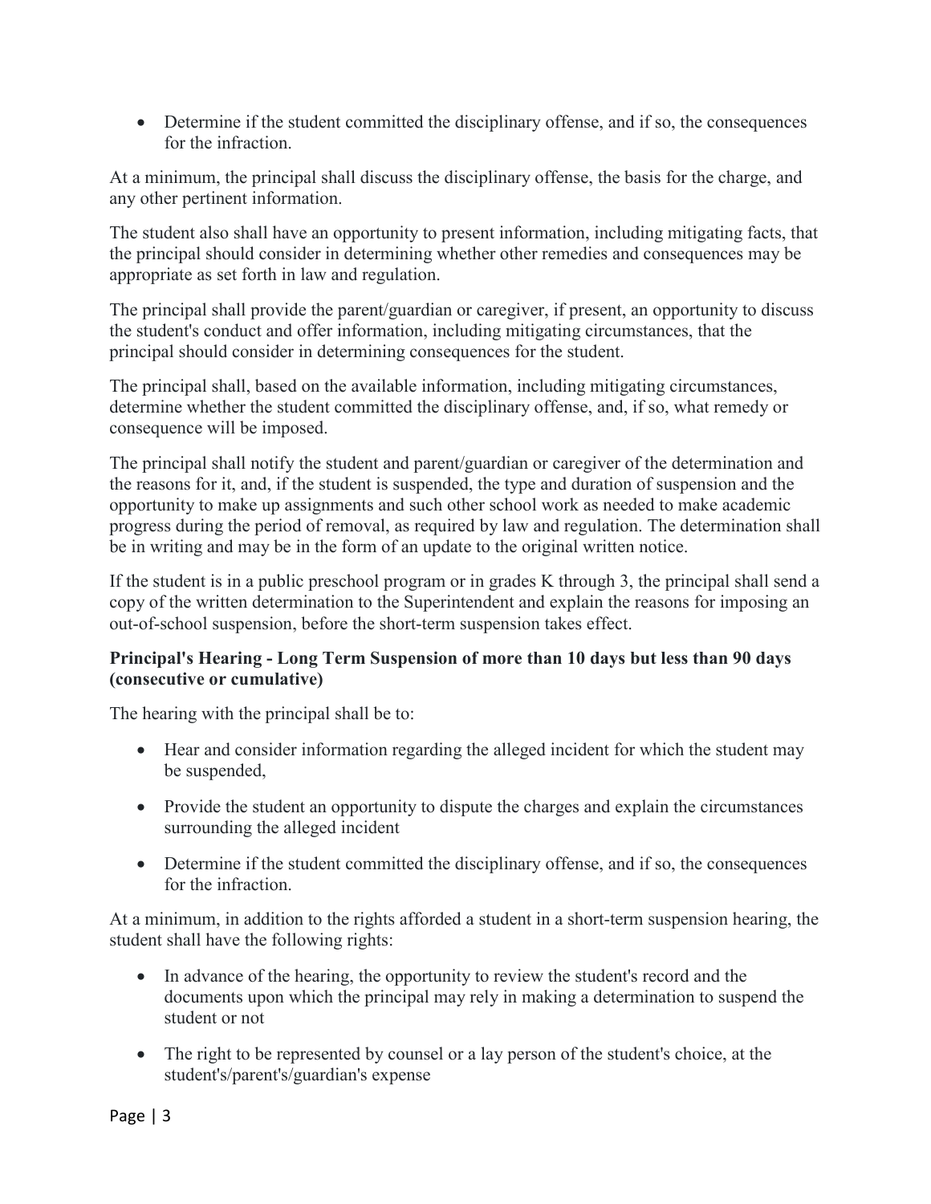- Determine if the student committed the disciplinary offense, and if so, the consequences for the infraction.

At a minimum, the principal shall discuss the disciplinary offense, the basis for the charge, and any other pertinent information.

The student also shall have an opportunity to present information, including mitigating facts, that the principal should consider in determining whether other remedies and consequences may be appropriate as set forth in law and regulation.

The principal shall provide the parent/guardian or caregiver, if present, an opportunity to discuss the student's conduct and offer information, including mitigating circumstances, that the principal should consider in determining consequences for the student.

The principal shall, based on the available information, including mitigating circumstances, determine whether the student committed the disciplinary offense, and, if so, what remedy or consequence will be imposed.

The principal shall notify the student and parent/guardian or caregiver of the determination and the reasons for it, and, if the student is suspended, the type and duration of suspension and the opportunity to make up assignments and such other school work as needed to make academic progress during the period of removal, as required by law and regulation. The determination shall be in writing and may be in the form of an update to the original written notice.

If the student is in a public preschool program or in grades K through 3, the principal shall send a copy of the written determination to the Superintendent and explain the reasons for imposing an out-of-school suspension, before the short-term suspension takes effect.

**Principal's Hearing - Long Term Suspension of more than 10 days but less than 90 days (consecutive or cumulative)**

The hearing with the principal shall be to:

- Hear and consider information regarding the alleged incident for which the student may be suspended,
- Provide the student an opportunity to dispute the charges and explain the circumstances surrounding the alleged incident
- Determine if the student committed the disciplinary offense, and if so, the consequences for the infraction.

At a minimum, in addition to the rights afforded a student in a short-term suspension hearing, the student shall have the following rights:

- In advance of the hearing, the opportunity to review the student's record and the documents upon which the principal may rely in making a determination to suspend the student or not
- The right to be represented by counsel or a lay person of the student's choice, at the student's/parent's/guardian's expense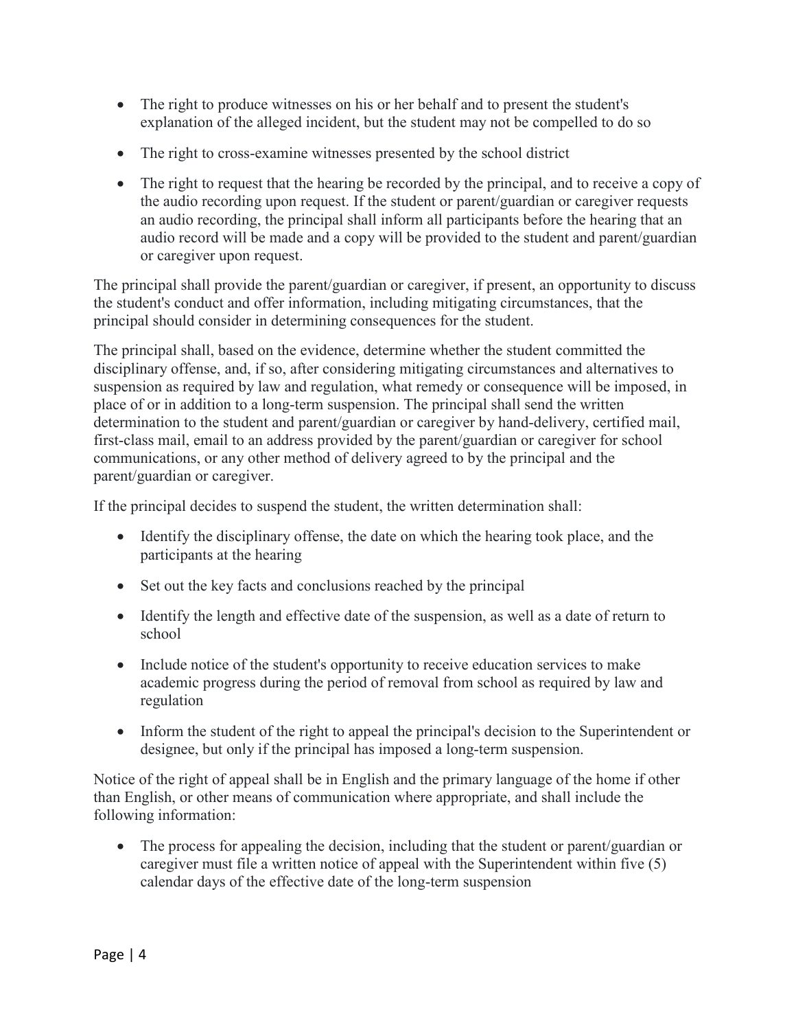- The right to produce witnesses on his or her behalf and to present the student's explanation of the alleged incident, but the student may not be compelled to do so
- The right to cross-examine witnesses presented by the school district
- The right to request that the hearing be recorded by the principal, and to receive a copy of the audio recording upon request. If the student or parent/guardian or caregiver requests an audio recording, the principal shall inform all participants before the hearing that an audio record will be made and a copy will be provided to the student and parent/guardian or caregiver upon request.

The principal shall provide the parent/guardian or caregiver, if present, an opportunity to discuss the student's conduct and offer information, including mitigating circumstances, that the principal should consider in determining consequences for the student.

The principal shall, based on the evidence, determine whether the student committed the disciplinary offense, and, if so, after considering mitigating circumstances and alternatives to suspension as required by law and regulation, what remedy or consequence will be imposed, in place of or in addition to a long-term suspension. The principal shall send the written determination to the student and parent/guardian or caregiver by hand-delivery, certified mail, first-class mail, email to an address provided by the parent/guardian or caregiver for school communications, or any other method of delivery agreed to by the principal and the parent/guardian or caregiver.

If the principal decides to suspend the student, the written determination shall:

- Identify the disciplinary offense, the date on which the hearing took place, and the participants at the hearing
- Set out the key facts and conclusions reached by the principal
- Identify the length and effective date of the suspension, as well as a date of return to school
- Include notice of the student's opportunity to receive education services to make academic progress during the period of removal from school as required by law and regulation
- Inform the student of the right to appeal the principal's decision to the Superintendent or designee, but only if the principal has imposed a long-term suspension.

Notice of the right of appeal shall be in English and the primary language of the home if other than English, or other means of communication where appropriate, and shall include the following information:

- The process for appealing the decision, including that the student or parent/guardian or caregiver must file a written notice of appeal with the Superintendent within five (5) calendar days of the effective date of the long-term suspension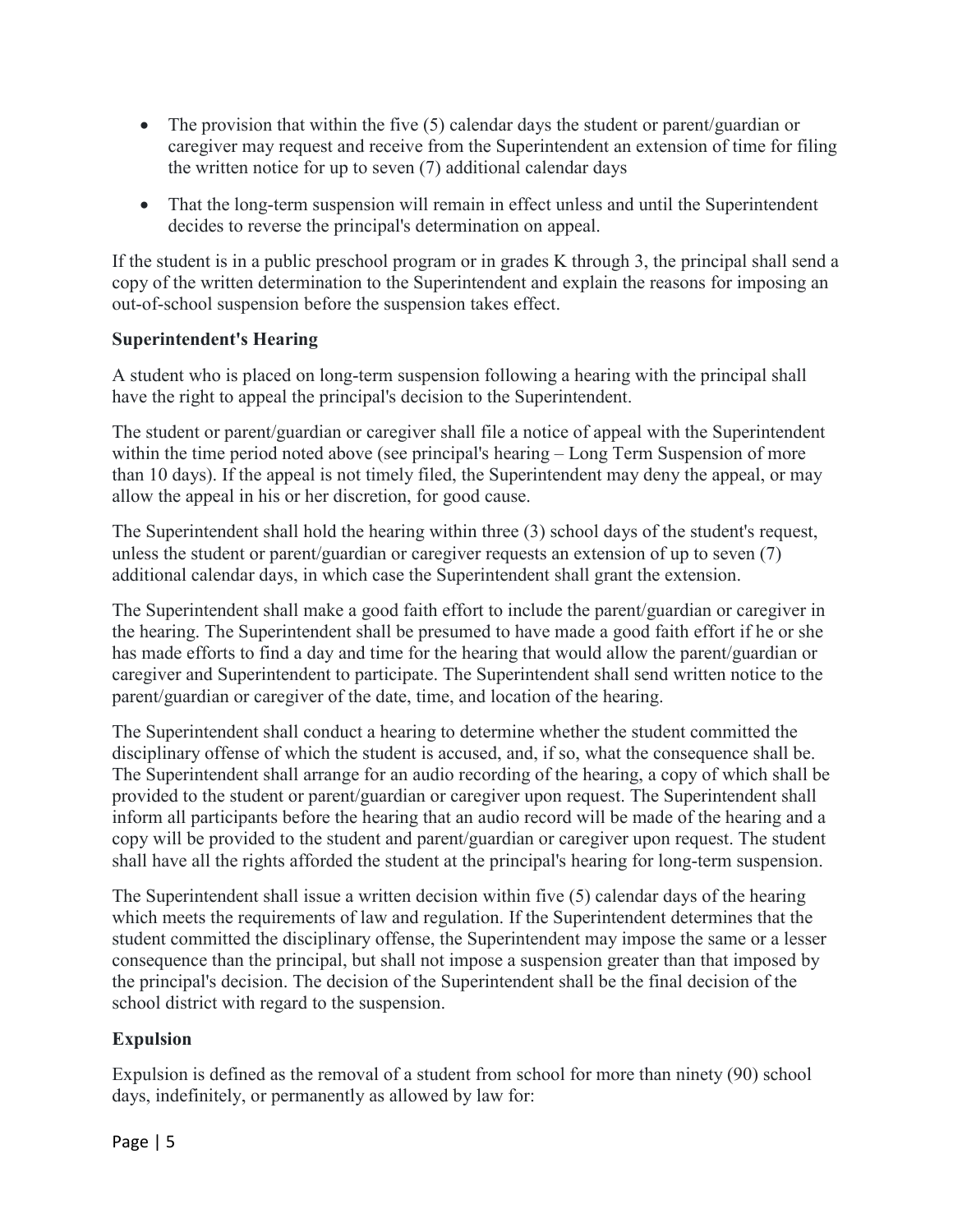- The provision that within the five (5) calendar days the student or parent/guardian or caregiver may request and receive from the Superintendent an extension of time for filing the written notice for up to seven (7) additional calendar days
- That the long-term suspension will remain in effect unless and until the Superintendent decides to reverse the principal's determination on appeal.

If the student is in a public preschool program or in grades K through 3, the principal shall send a copy of the written determination to the Superintendent and explain the reasons for imposing an out-of-school suspension before the suspension takes effect.

**Superintendent's Hearing**

A student who is placed on long-term suspension following a hearing with the principal shall have the right to appeal the principal's decision to the Superintendent.

The student or parent/guardian or caregiver shall file a notice of appeal with the Superintendent within the time period noted above (see principal's hearing – Long Term Suspension of more than 10 days). If the appeal is not timely filed, the Superintendent may deny the appeal, or may allow the appeal in his or her discretion, for good cause.

The Superintendent shall hold the hearing within three (3) school days of the student's request, unless the student or parent/guardian or caregiver requests an extension of up to seven (7) additional calendar days, in which case the Superintendent shall grant the extension.

The Superintendent shall make a good faith effort to include the parent/guardian or caregiver in the hearing. The Superintendent shall be presumed to have made a good faith effort if he or she has made efforts to find a day and time for the hearing that would allow the parent/guardian or caregiver and Superintendent to participate. The Superintendent shall send written notice to the parent/guardian or caregiver of the date, time, and location of the hearing.

The Superintendent shall conduct a hearing to determine whether the student committed the disciplinary offense of which the student is accused, and, if so, what the consequence shall be. The Superintendent shall arrange for an audio recording of the hearing, a copy of which shall be provided to the student or parent/guardian or caregiver upon request. The Superintendent shall inform all participants before the hearing that an audio record will be made of the hearing and a copy will be provided to the student and parent/guardian or caregiver upon request. The student shall have all the rights afforded the student at the principal's hearing for long-term suspension.

The Superintendent shall issue a written decision within five (5) calendar days of the hearing which meets the requirements of law and regulation. If the Superintendent determines that the student committed the disciplinary offense, the Superintendent may impose the same or a lesser consequence than the principal, but shall not impose a suspension greater than that imposed by the principal's decision. The decision of the Superintendent shall be the final decision of the school district with regard to the suspension.

**Expulsion**

Expulsion is defined as the removal of a student from school for more than ninety (90) school days, indefinitely, or permanently as allowed by law for: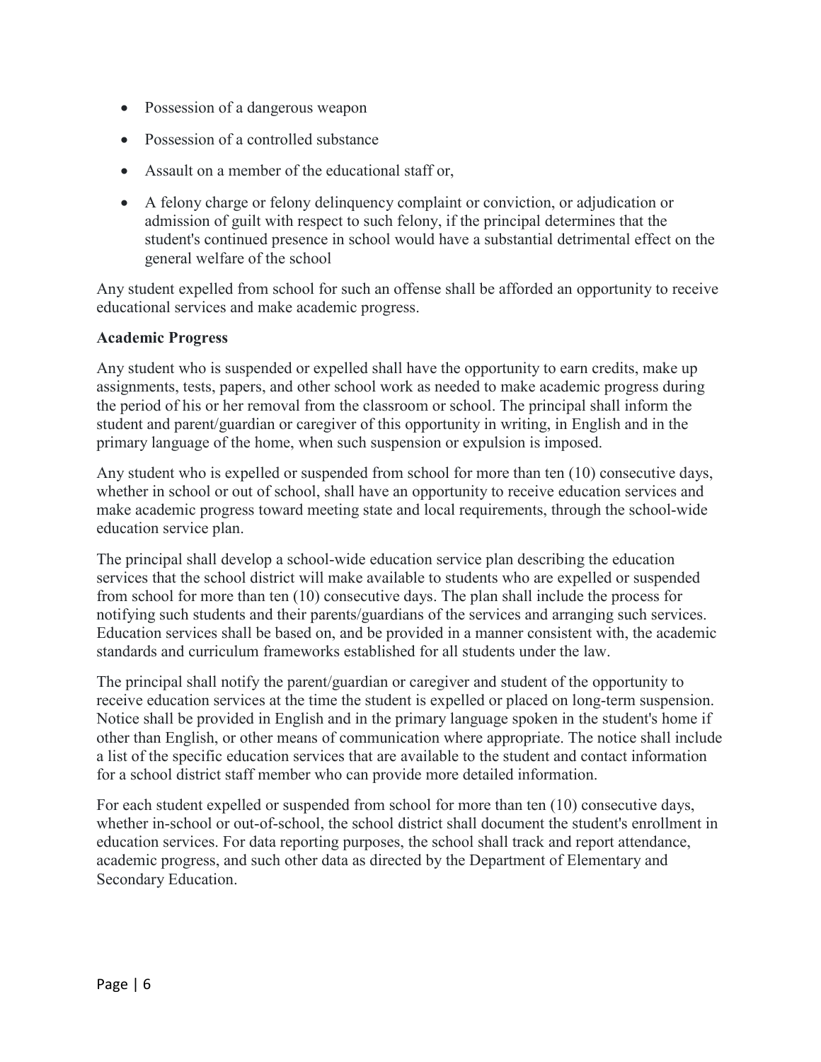- Possession of a dangerous weapon
- Possession of a controlled substance
- Assault on a member of the educational staff or,
- A felony charge or felony delinquency complaint or conviction, or adjudication or admission of guilt with respect to such felony, if the principal determines that the student's continued presence in school would have a substantial detrimental effect on the general welfare of the school

Any student expelled from school for such an offense shall be afforded an opportunity to receive educational services and make academic progress.

**Academic Progress**

Any student who is suspended or expelled shall have the opportunity to earn credits, make up assignments, tests, papers, and other school work as needed to make academic progress during the period of his or her removal from the classroom or school. The principal shall inform the student and parent/guardian or caregiver of this opportunity in writing, in English and in the primary language of the home, when such suspension or expulsion is imposed.

Any student who is expelled or suspended from school for more than ten (10) consecutive days, whether in school or out of school, shall have an opportunity to receive education services and make academic progress toward meeting state and local requirements, through the school-wide education service plan.

The principal shall develop a school-wide education service plan describing the education services that the school district will make available to students who are expelled or suspended from school for more than ten (10) consecutive days. The plan shall include the process for notifying such students and their parents/guardians of the services and arranging such services. Education services shall be based on, and be provided in a manner consistent with, the academic standards and curriculum frameworks established for all students under the law.

The principal shall notify the parent/guardian or caregiver and student of the opportunity to receive education services at the time the student is expelled or placed on long-term suspension. Notice shall be provided in English and in the primary language spoken in the student's home if other than English, or other means of communication where appropriate. The notice shall include a list of the specific education services that are available to the student and contact information for a school district staff member who can provide more detailed information.

For each student expelled or suspended from school for more than ten (10) consecutive days, whether in-school or out-of-school, the school district shall document the student's enrollment in education services. For data reporting purposes, the school shall track and report attendance, academic progress, and such other data as directed by the Department of Elementary and Secondary Education.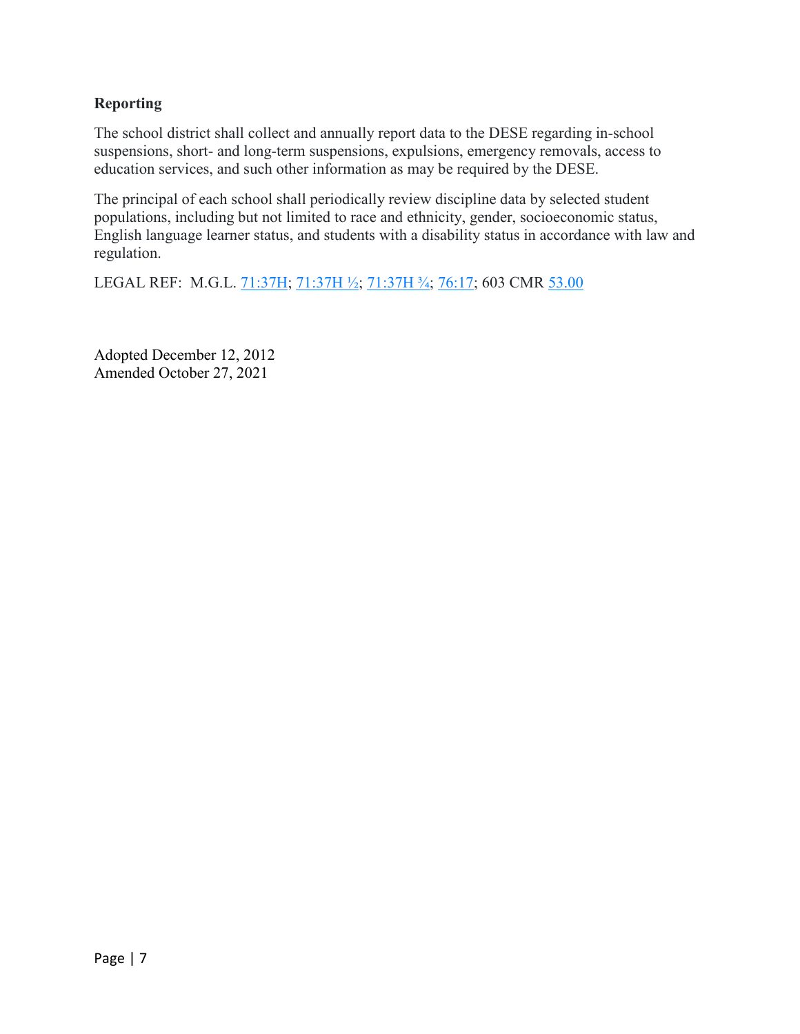**Reporting**

The school district shall collect and annually report data to the DESE regarding in-school suspensions, short- and long-term suspensions, expulsions, emergency removals, access to education services, and such other information as may be required by the DESE.

The principal of each school shall periodically review discipline data by selected student populations, including but not limited to race and ethnicity, gender, socioeconomic status, English language learner status, and students with a disability status in accordance with law and regulation.

LEGAL REF: M.G.L. 71:37H; 71:37H ½; 71:37H ¾; 76:17; 603 CMR 53.00

Adopted December 12, 2012
Amended October 27, 2021